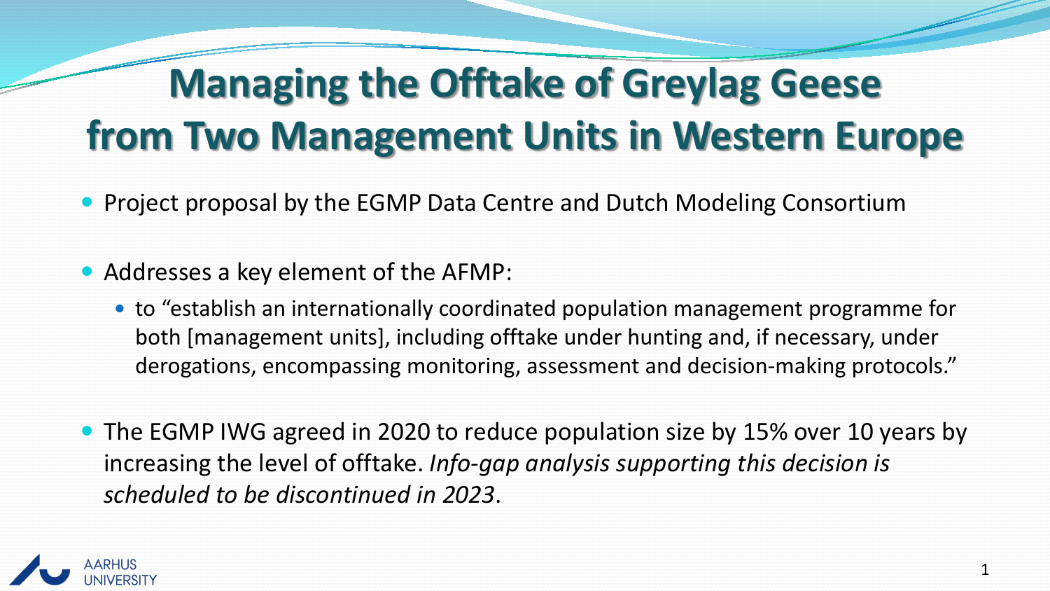# Managing the Offtake of Greylag Geese from Two Management Units in Western Europe

- Project proposal by the EGMP Data Centre and Dutch Modeling Consortium
- Addresses a key element of the AFMP:
  - to "establish an internationally coordinated population management programme for both [management units], including offtake under hunting and, if necessary, under derogations, encompassing monitoring, assessment and decision-making protocols."
- The EGMP IWG agreed in 2020 to reduce population size by 15% over 10 years by increasing the level of offtake. *Info-gap analysis supporting this decision is scheduled to be discontinued in 2023*.

AARHUS UNIVERSITY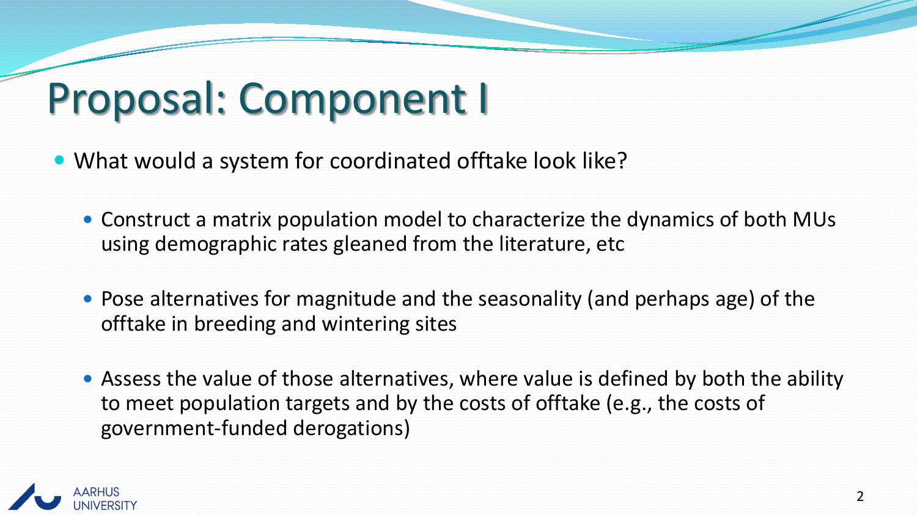# Proposal: Component I

- What would a system for coordinated offtake look like?
  - Construct a matrix population model to characterize the dynamics of both MUs using demographic rates gleaned from the literature, etc
  - Pose alternatives for magnitude and the seasonality (and perhaps age) of the offtake in breeding and wintering sites
  - Assess the value of those alternatives, where value is defined by both the ability to meet population targets and by the costs of offtake (e.g., the costs of government-funded derogations)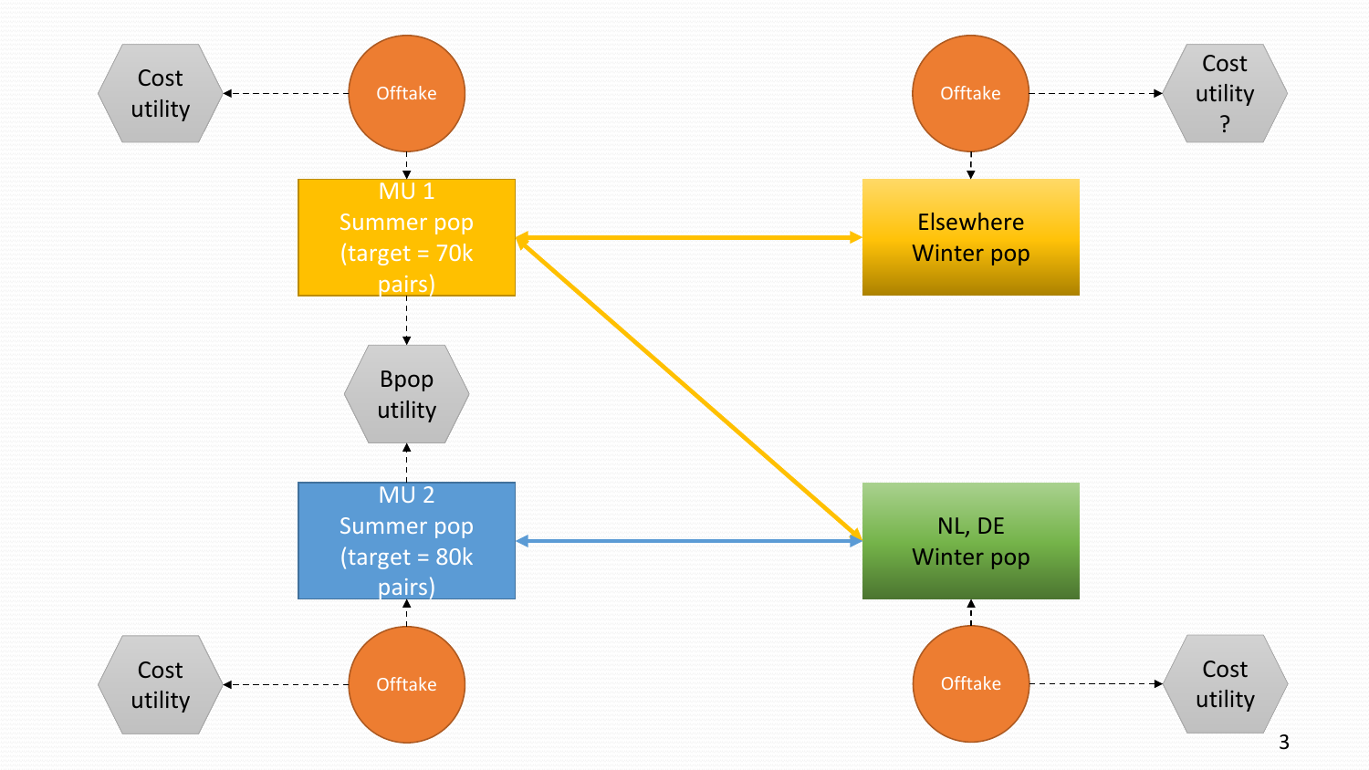Cost utility

Offtake

MU 1
Summer pop
(target = 70k pairs)

Bpop utility

MU 2
Summer pop
(target = 80k pairs)

Offtake

Cost utility

Offtake

Cost utility ?

Elsewhere
Winter pop

NL, DE
Winter pop

Offtake

Cost utility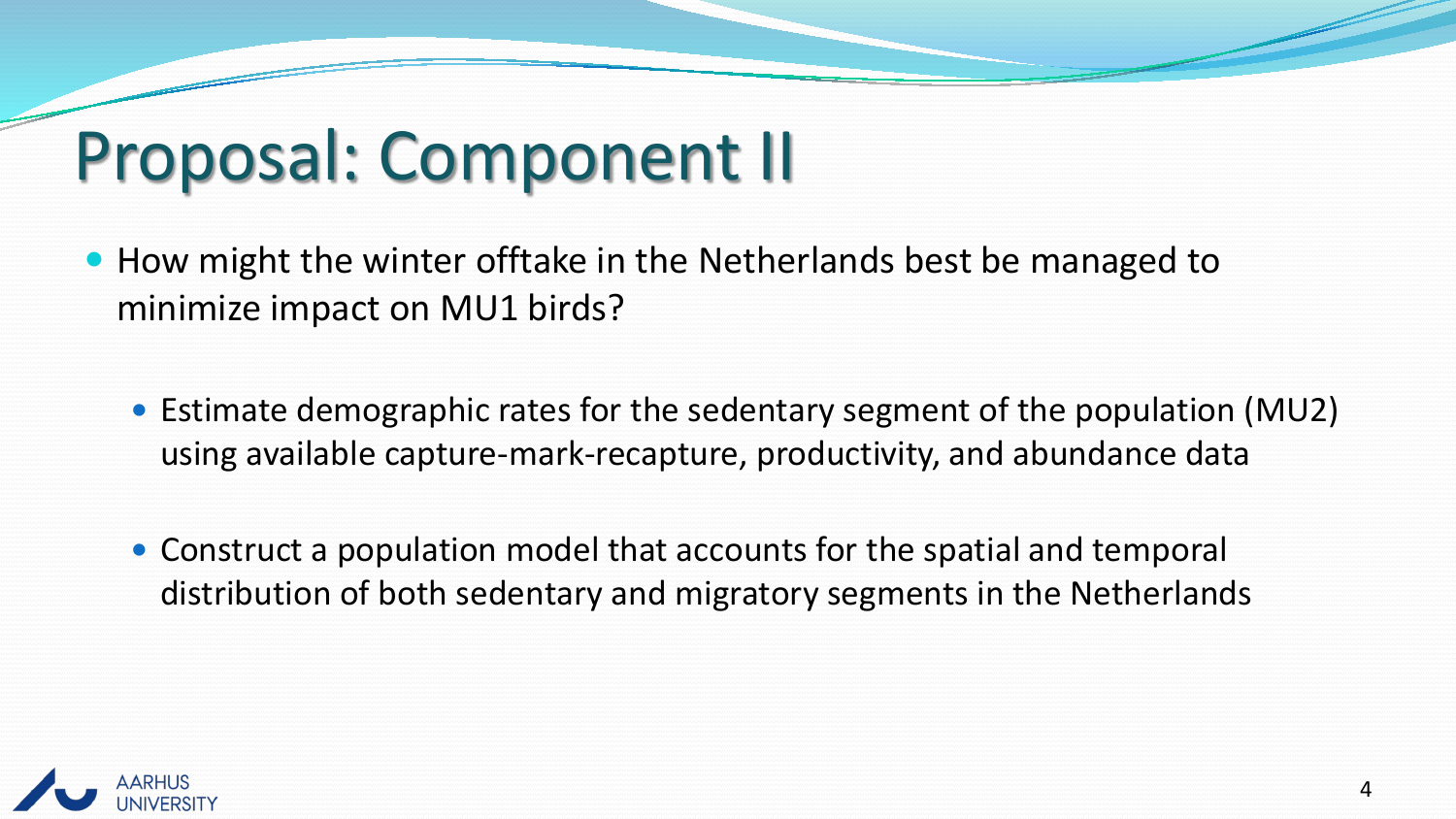# Proposal: Component II

- How might the winter offtake in the Netherlands best be managed to minimize impact on MU1 birds?
  - Estimate demographic rates for the sedentary segment of the population (MU2) using available capture-mark-recapture, productivity, and abundance data
  - Construct a population model that accounts for the spatial and temporal distribution of both sedentary and migratory segments in the Netherlands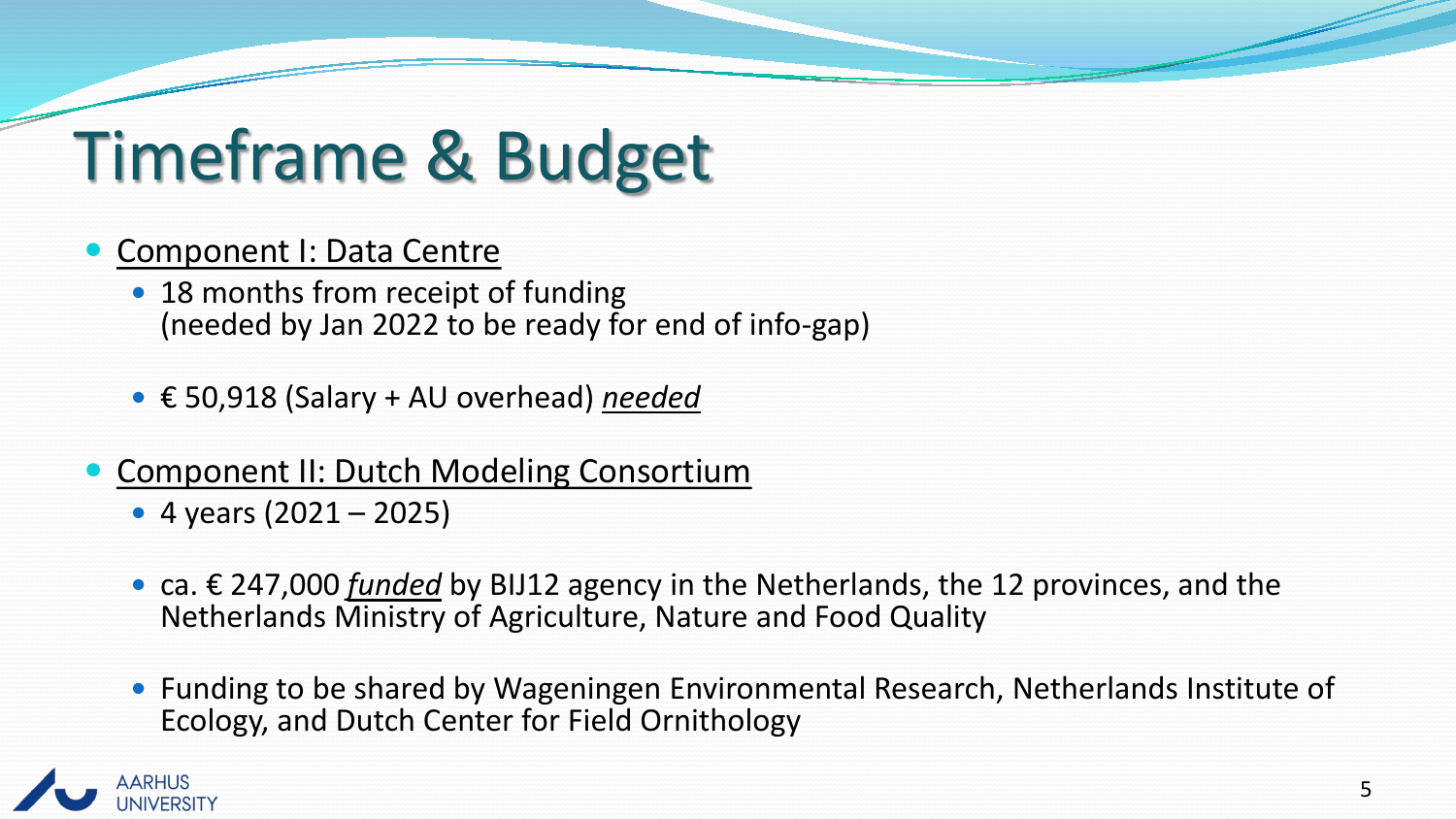# Timeframe & Budget

- <u>Component I: Data Centre</u>
  - 18 months from receipt of funding
    (needed by Jan 2022 to be ready for end of info-gap)
  - € 50,918 (Salary + AU overhead) ***needed***
- <u>Component II: Dutch Modeling Consortium</u>
  - 4 years (2021 – 2025)
  - ca. € 247,000 ***funded*** by BIJ12 agency in the Netherlands, the 12 provinces, and the Netherlands Ministry of Agriculture, Nature and Food Quality
  - Funding to be shared by Wageningen Environmental Research, Netherlands Institute of Ecology, and Dutch Center for Field Ornithology

AARHUS UNIVERSITY